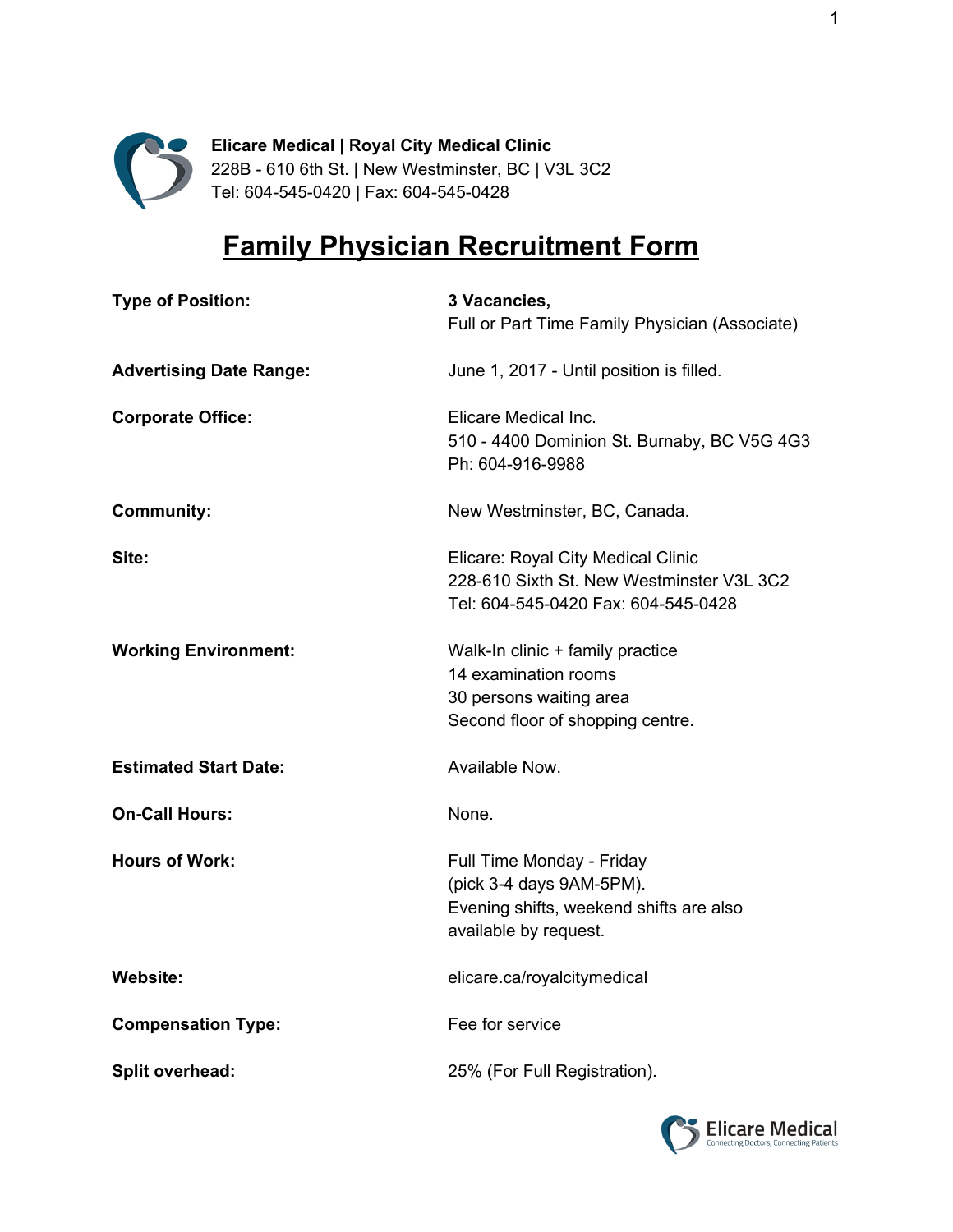**Elicare Medical | Royal City Medical Clinic**
228B - 610 6th St. | New Westminster, BC | V3L 3C2
Tel: 604-545-0420 | Fax: 604-545-0428

# Family Physician Recruitment Form

| | |
|---|---|
| **Type of Position:** | **3 Vacancies,** Full or Part Time Family Physician (Associate) |
| **Advertising Date Range:** | June 1, 2017 - Until position is filled. |
| **Corporate Office:** | Elicare Medical Inc. 510 - 4400 Dominion St. Burnaby, BC V5G 4G3 Ph: 604-916-9988 |
| **Community:** | New Westminster, BC, Canada. |
| **Site:** | Elicare: Royal City Medical Clinic 228-610 Sixth St. New Westminster V3L 3C2 Tel: 604-545-0420 Fax: 604-545-0428 |
| **Working Environment:** | Walk-In clinic + family practice 14 examination rooms 30 persons waiting area Second floor of shopping centre. |
| **Estimated Start Date:** | Available Now. |
| **On-Call Hours:** | None. |
| **Hours of Work:** | Full Time Monday - Friday (pick 3-4 days 9AM-5PM). Evening shifts, weekend shifts are also available by request. |
| **Website:** | elicare.ca/royalcitymedical |
| **Compensation Type:** | Fee for service |
| **Split overhead:** | 25% (For Full Registration). |

Elicare Medical
Connecting Doctors, Connecting Patients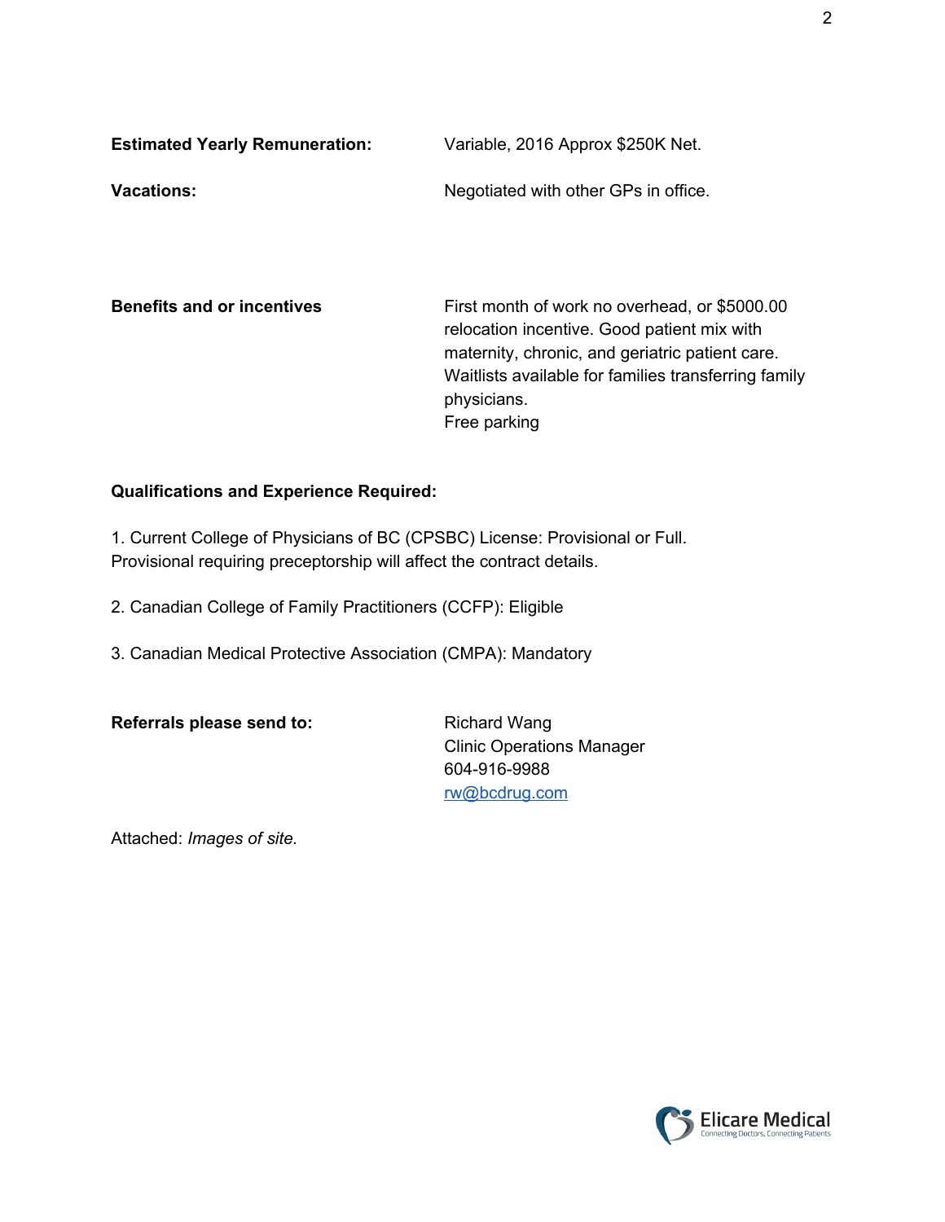**Estimated Yearly Remuneration:** Variable, 2016 Approx $250K Net.

**Vacations:** Negotiated with other GPs in office.

**Benefits and or incentives** First month of work no overhead, or $5000.00 relocation incentive. Good patient mix with maternity, chronic, and geriatric patient care. Waitlists available for families transferring family physicians.
Free parking

**Qualifications and Experience Required:**

1. Current College of Physicians of BC (CPSBC) License: Provisional or Full.
Provisional requiring preceptorship will affect the contract details.

2. Canadian College of Family Practitioners (CCFP): Eligible

3. Canadian Medical Protective Association (CMPA): Mandatory

**Referrals please send to:** Richard Wang
Clinic Operations Manager
604-916-9988
rw@bcdrug.com

Attached: *Images of site.*

Elicare Medical
Connecting Doctors, Connecting Patients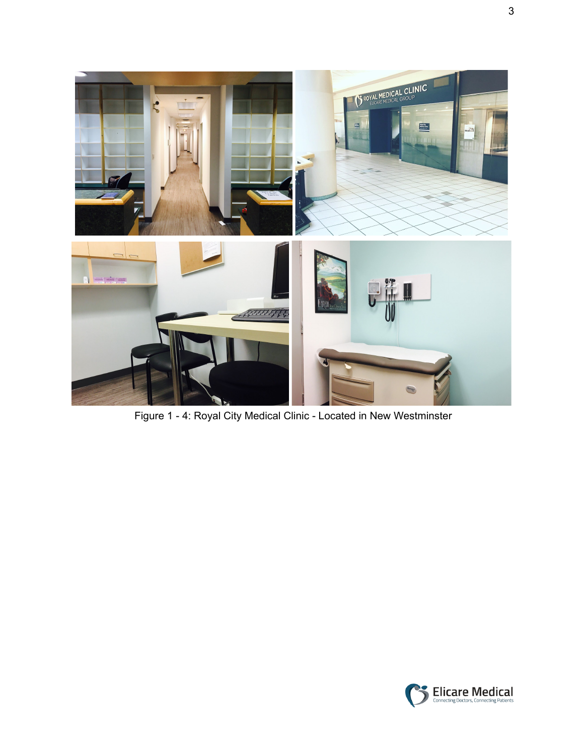Figure 1 - 4: Royal City Medical Clinic - Located in New Westminster